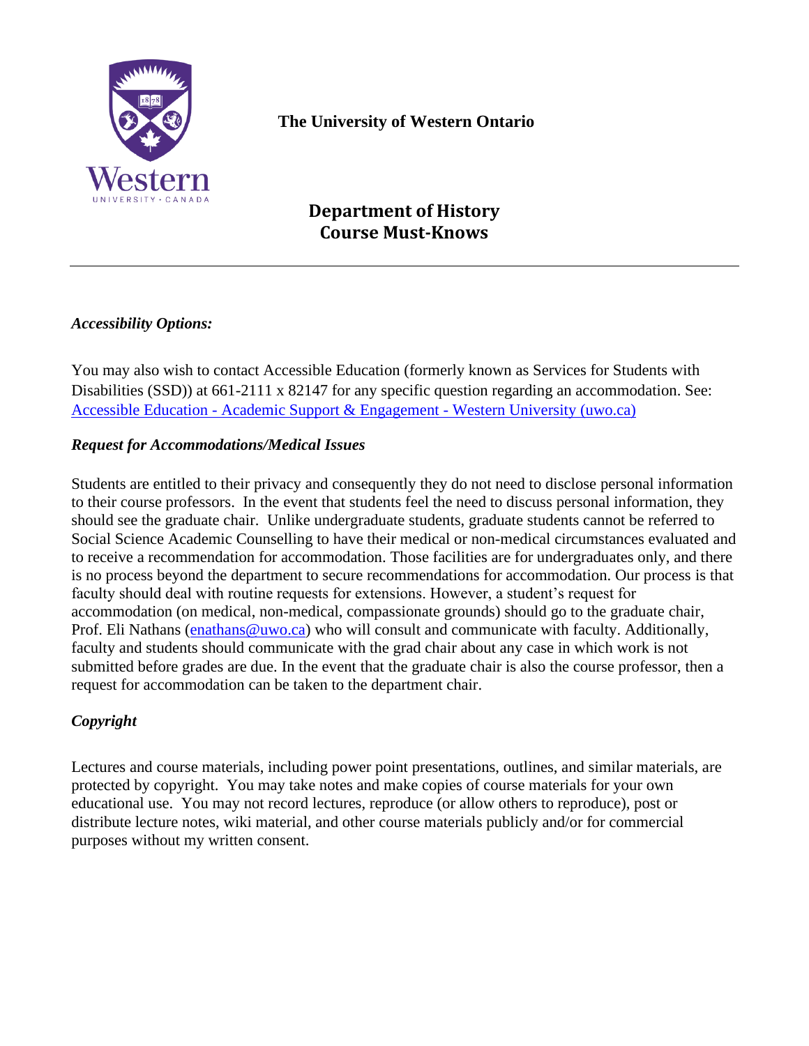**The University of Western Ontario**

# Department of History
# Course Must-Knows

---

### *Accessibility Options:*

You may also wish to contact Accessible Education (formerly known as Services for Students with Disabilities (SSD)) at 661-2111 x 82147 for any specific question regarding an accommodation. See: [Accessible Education - Academic Support & Engagement - Western University (uwo.ca)](https://www.uwo.ca)

### *Request for Accommodations/Medical Issues*

Students are entitled to their privacy and consequently they do not need to disclose personal information to their course professors. In the event that students feel the need to discuss personal information, they should see the graduate chair. Unlike undergraduate students, graduate students cannot be referred to Social Science Academic Counselling to have their medical or non-medical circumstances evaluated and to receive a recommendation for accommodation. Those facilities are for undergraduates only, and there is no process beyond the department to secure recommendations for accommodation. Our process is that faculty should deal with routine requests for extensions. However, a student's request for accommodation (on medical, non-medical, compassionate grounds) should go to the graduate chair, Prof. Eli Nathans ([enathans@uwo.ca](mailto:enathans@uwo.ca)) who will consult and communicate with faculty. Additionally, faculty and students should communicate with the grad chair about any case in which work is not submitted before grades are due. In the event that the graduate chair is also the course professor, then a request for accommodation can be taken to the department chair.

### *Copyright*

Lectures and course materials, including power point presentations, outlines, and similar materials, are protected by copyright. You may take notes and make copies of course materials for your own educational use. You may not record lectures, reproduce (or allow others to reproduce), post or distribute lecture notes, wiki material, and other course materials publicly and/or for commercial purposes without my written consent.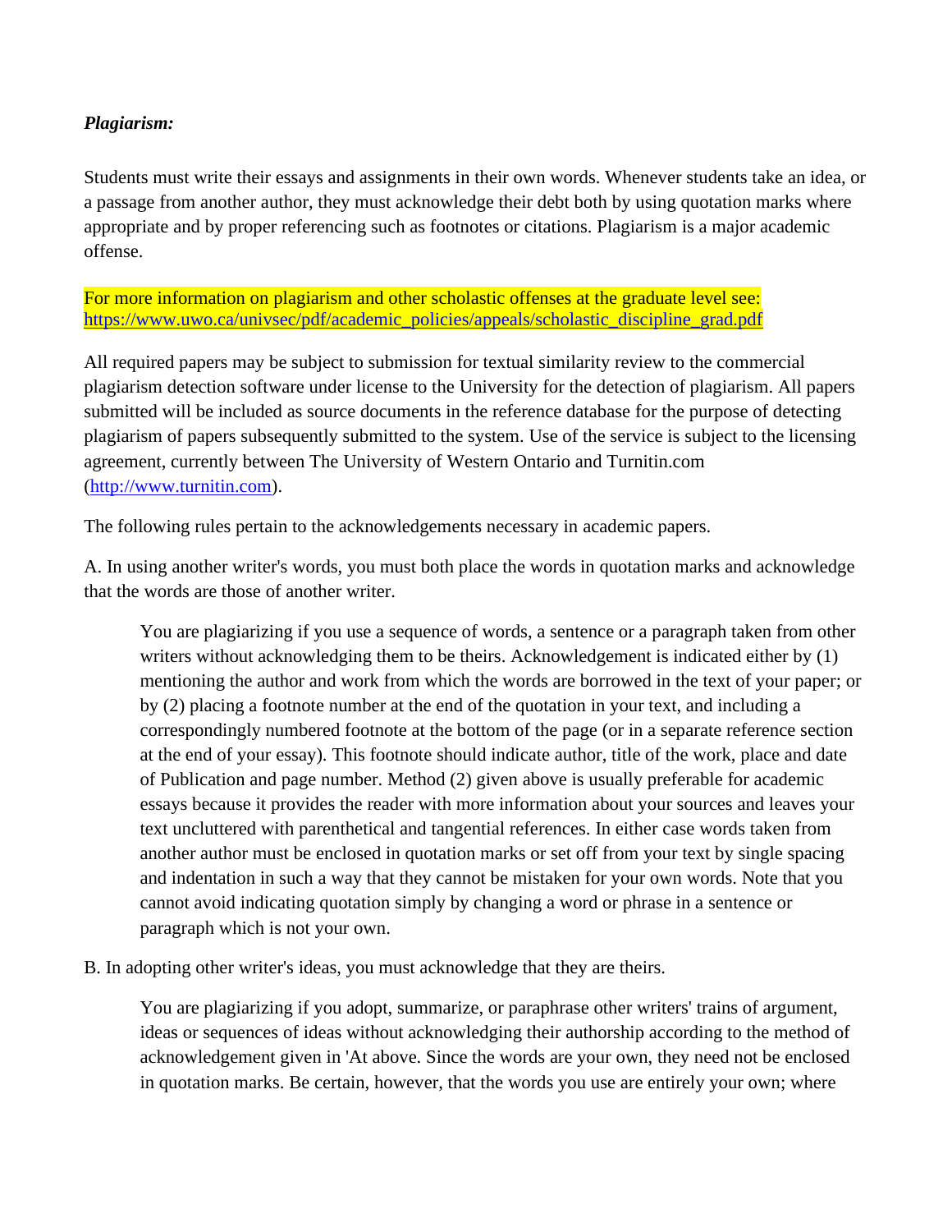***Plagiarism:***

Students must write their essays and assignments in their own words. Whenever students take an idea, or a passage from another author, they must acknowledge their debt both by using quotation marks where appropriate and by proper referencing such as footnotes or citations. Plagiarism is a major academic offense.

For more information on plagiarism and other scholastic offenses at the graduate level see: https://www.uwo.ca/univsec/pdf/academic_policies/appeals/scholastic_discipline_grad.pdf

All required papers may be subject to submission for textual similarity review to the commercial plagiarism detection software under license to the University for the detection of plagiarism. All papers submitted will be included as source documents in the reference database for the purpose of detecting plagiarism of papers subsequently submitted to the system. Use of the service is subject to the licensing agreement, currently between The University of Western Ontario and Turnitin.com (http://www.turnitin.com).

The following rules pertain to the acknowledgements necessary in academic papers.

A. In using another writer's words, you must both place the words in quotation marks and acknowledge that the words are those of another writer.

> You are plagiarizing if you use a sequence of words, a sentence or a paragraph taken from other writers without acknowledging them to be theirs. Acknowledgement is indicated either by (1) mentioning the author and work from which the words are borrowed in the text of your paper; or by (2) placing a footnote number at the end of the quotation in your text, and including a correspondingly numbered footnote at the bottom of the page (or in a separate reference section at the end of your essay). This footnote should indicate author, title of the work, place and date of Publication and page number. Method (2) given above is usually preferable for academic essays because it provides the reader with more information about your sources and leaves your text uncluttered with parenthetical and tangential references. In either case words taken from another author must be enclosed in quotation marks or set off from your text by single spacing and indentation in such a way that they cannot be mistaken for your own words. Note that you cannot avoid indicating quotation simply by changing a word or phrase in a sentence or paragraph which is not your own.

B. In adopting other writer's ideas, you must acknowledge that they are theirs.

> You are plagiarizing if you adopt, summarize, or paraphrase other writers' trains of argument, ideas or sequences of ideas without acknowledging their authorship according to the method of acknowledgement given in 'At above. Since the words are your own, they need not be enclosed in quotation marks. Be certain, however, that the words you use are entirely your own; where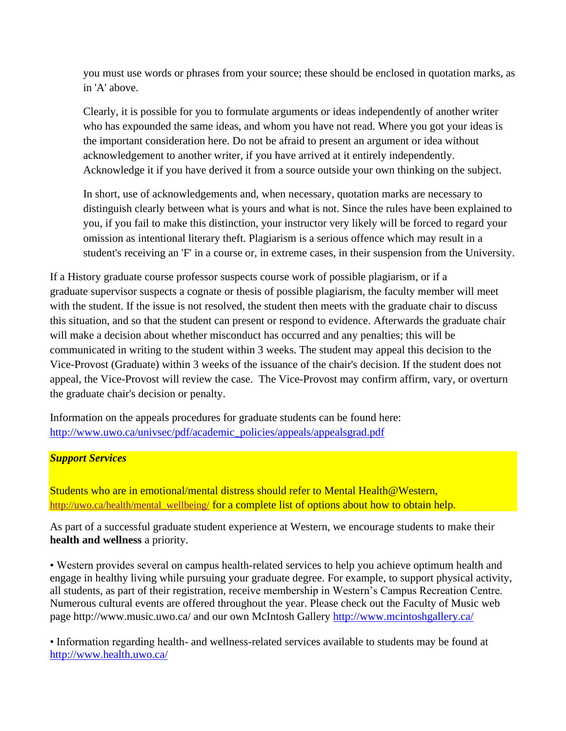you must use words or phrases from your source; these should be enclosed in quotation marks, as in 'A' above.

Clearly, it is possible for you to formulate arguments or ideas independently of another writer who has expounded the same ideas, and whom you have not read. Where you got your ideas is the important consideration here. Do not be afraid to present an argument or idea without acknowledgement to another writer, if you have arrived at it entirely independently. Acknowledge it if you have derived it from a source outside your own thinking on the subject.

In short, use of acknowledgements and, when necessary, quotation marks are necessary to distinguish clearly between what is yours and what is not. Since the rules have been explained to you, if you fail to make this distinction, your instructor very likely will be forced to regard your omission as intentional literary theft. Plagiarism is a serious offence which may result in a student's receiving an 'F' in a course or, in extreme cases, in their suspension from the University.

If a History graduate course professor suspects course work of possible plagiarism, or if a graduate supervisor suspects a cognate or thesis of possible plagiarism, the faculty member will meet with the student. If the issue is not resolved, the student then meets with the graduate chair to discuss this situation, and so that the student can present or respond to evidence. Afterwards the graduate chair will make a decision about whether misconduct has occurred and any penalties; this will be communicated in writing to the student within 3 weeks. The student may appeal this decision to the Vice-Provost (Graduate) within 3 weeks of the issuance of the chair's decision. If the student does not appeal, the Vice-Provost will review the case. The Vice-Provost may confirm affirm, vary, or overturn the graduate chair's decision or penalty.

Information on the appeals procedures for graduate students can be found here: http://www.uwo.ca/univsec/pdf/academic_policies/appeals/appealsgrad.pdf

***Support Services***

Students who are in emotional/mental distress should refer to Mental Health@Western, http://uwo.ca/health/mental_wellbeing/ for a complete list of options about how to obtain help.

As part of a successful graduate student experience at Western, we encourage students to make their **health and wellness** a priority.

• Western provides several on campus health-related services to help you achieve optimum health and engage in healthy living while pursuing your graduate degree. For example, to support physical activity, all students, as part of their registration, receive membership in Western's Campus Recreation Centre. Numerous cultural events are offered throughout the year. Please check out the Faculty of Music web page http://www.music.uwo.ca/ and our own McIntosh Gallery http://www.mcintoshgallery.ca/

• Information regarding health- and wellness-related services available to students may be found at http://www.health.uwo.ca/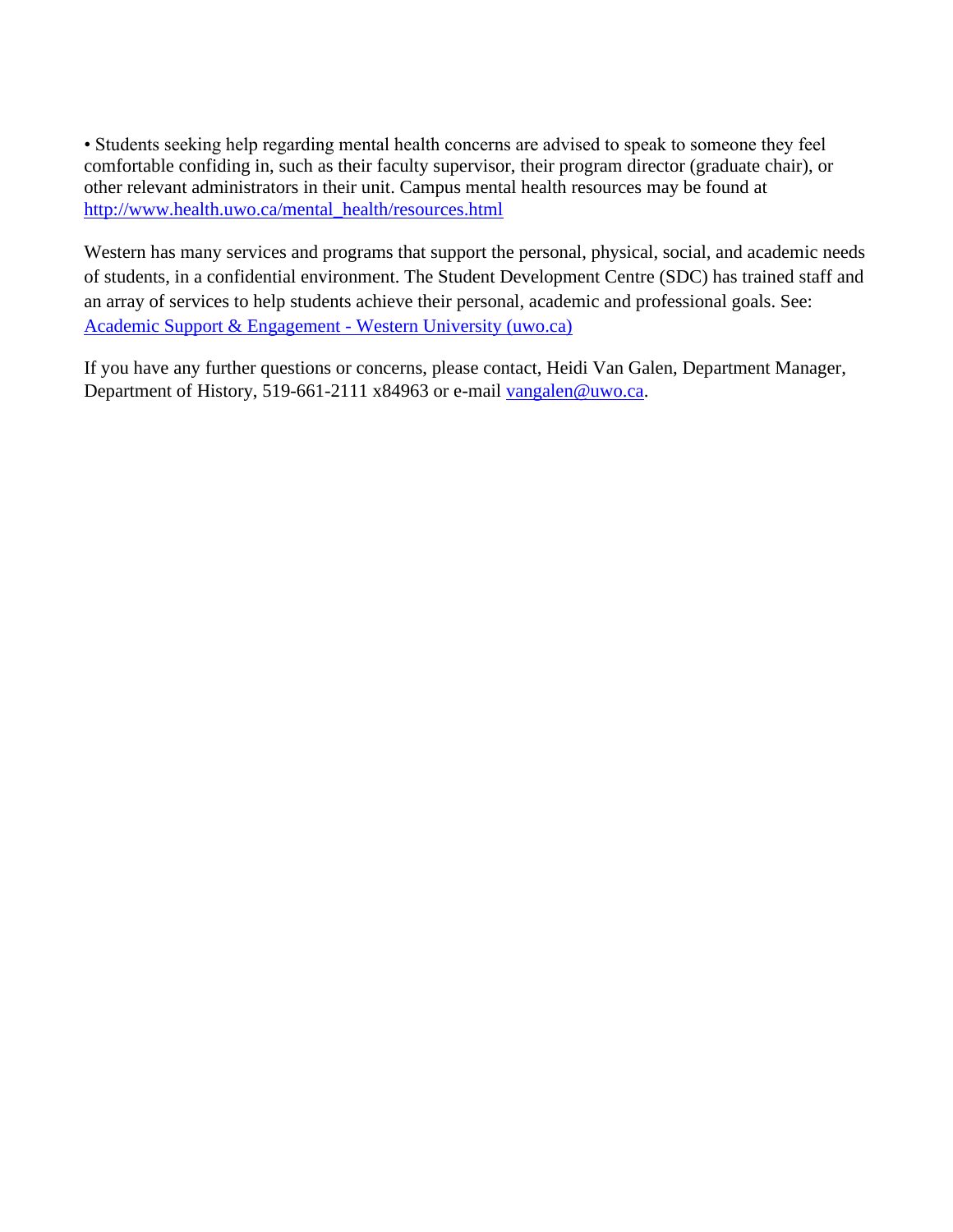- Students seeking help regarding mental health concerns are advised to speak to someone they feel comfortable confiding in, such as their faculty supervisor, their program director (graduate chair), or other relevant administrators in their unit. Campus mental health resources may be found at [http://www.health.uwo.ca/mental_health/resources.html](http://www.health.uwo.ca/mental_health/resources.html)

Western has many services and programs that support the personal, physical, social, and academic needs of students, in a confidential environment. The Student Development Centre (SDC) has trained staff and an array of services to help students achieve their personal, academic and professional goals. See: Academic Support & Engagement - Western University (uwo.ca)

If you have any further questions or concerns, please contact, Heidi Van Galen, Department Manager, Department of History, 519-661-2111 x84963 or e-mail [vangalen@uwo.ca](mailto:vangalen@uwo.ca).